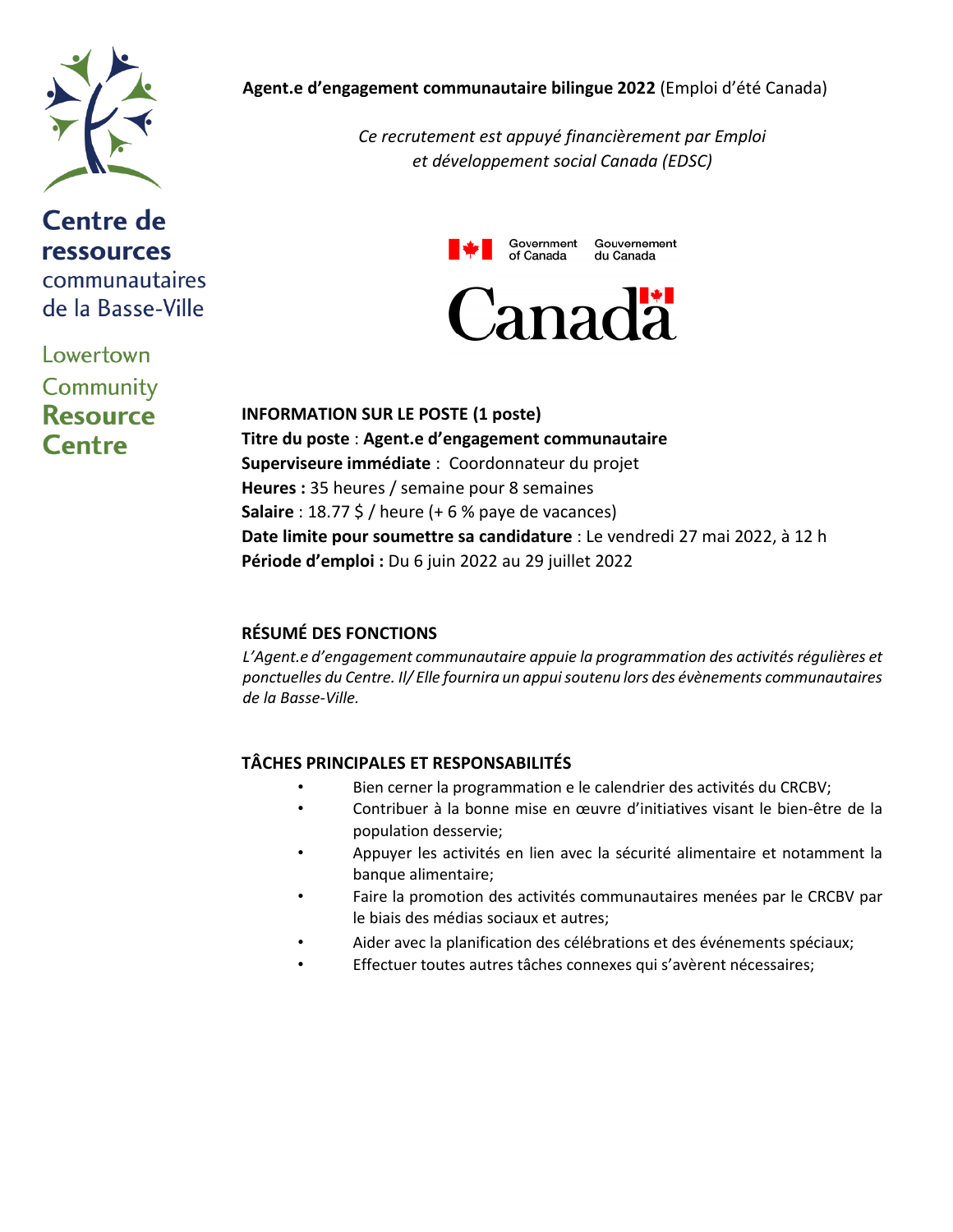Centre de ressources communautaires de la Basse-Ville

Lowertown Community Resource Centre

**Agent.e d'engagement communautaire bilingue 2022** (Emploi d'été Canada)

*Ce recrutement est appuyé financièrement par Emploi et développement social Canada (EDSC)*

Government of Canada / Gouvernement du Canada

Canada

**INFORMATION SUR LE POSTE (1 poste)**
**Titre du poste** : **Agent.e d'engagement communautaire**
**Superviseure immédiate** : Coordonnateur du projet
**Heures :** 35 heures / semaine pour 8 semaines
**Salaire** : 18.77 $ / heure (+ 6 % paye de vacances)
**Date limite pour soumettre sa candidature** : Le vendredi 27 mai 2022, à 12 h
**Période d'emploi :** Du 6 juin 2022 au 29 juillet 2022

## RÉSUMÉ DES FONCTIONS

*L'Agent.e d'engagement communautaire appuie la programmation des activités régulières et ponctuelles du Centre. Il/ Elle fournira un appui soutenu lors des évènements communautaires de la Basse-Ville.*

## TÂCHES PRINCIPALES ET RESPONSABILITÉS

- Bien cerner la programmation e le calendrier des activités du CRCBV;
- Contribuer à la bonne mise en œuvre d'initiatives visant le bien-être de la population desservie;
- Appuyer les activités en lien avec la sécurité alimentaire et notamment la banque alimentaire;
- Faire la promotion des activités communautaires menées par le CRCBV par le biais des médias sociaux et autres;
- Aider avec la planification des célébrations et des événements spéciaux;
- Effectuer toutes autres tâches connexes qui s'avèrent nécessaires;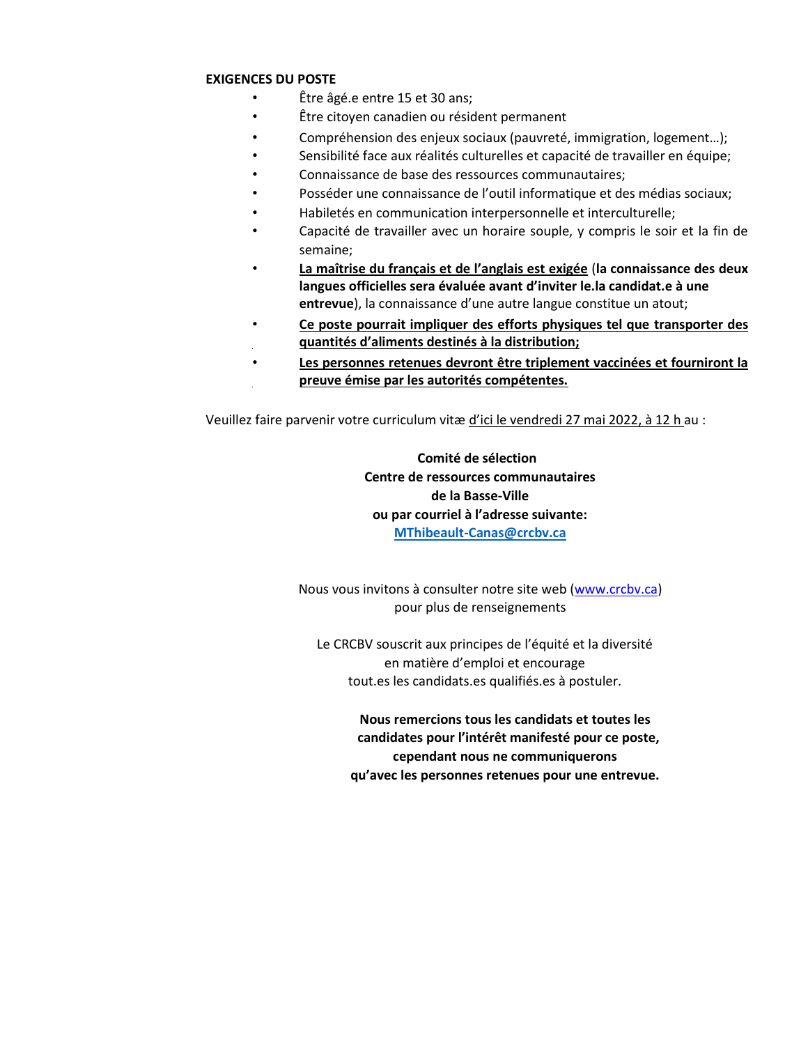**EXIGENCES DU POSTE**

- Être âgé.e entre 15 et 30 ans;
- Être citoyen canadien ou résident permanent
- Compréhension des enjeux sociaux (pauvreté, immigration, logement…);
- Sensibilité face aux réalités culturelles et capacité de travailler en équipe;
- Connaissance de base des ressources communautaires;
- Posséder une connaissance de l'outil informatique et des médias sociaux;
- Habiletés en communication interpersonnelle et interculturelle;
- Capacité de travailler avec un horaire souple, y compris le soir et la fin de semaine;
- <u>**La maîtrise du français et de l'anglais est exigée**</u> (**la connaissance des deux langues officielles sera évaluée avant d'inviter le.la candidat.e à une entrevue**), la connaissance d'une autre langue constitue un atout;
- <u>**Ce poste pourrait impliquer des efforts physiques tel que transporter des quantités d'aliments destinés à la distribution;**</u>
- <u>**Les personnes retenues devront être triplement vaccinées et fourniront la preuve émise par les autorités compétentes.**</u>

Veuillez faire parvenir votre curriculum vitæ <u>d'ici le vendredi 27 mai 2022, à 12 h</u> au :

**Comité de sélection**
**Centre de ressources communautaires**
**de la Basse-Ville**
**ou par courriel à l'adresse suivante:**
**MThibeault-Canas@crcbv.ca**

Nous vous invitons à consulter notre site web (www.crcbv.ca) pour plus de renseignements

Le CRCBV souscrit aux principes de l'équité et la diversité en matière d'emploi et encourage tout.es les candidats.es qualifiés.es à postuler.

**Nous remercions tous les candidats et toutes les candidates pour l'intérêt manifesté pour ce poste, cependant nous ne communiquerons qu'avec les personnes retenues pour une entrevue.**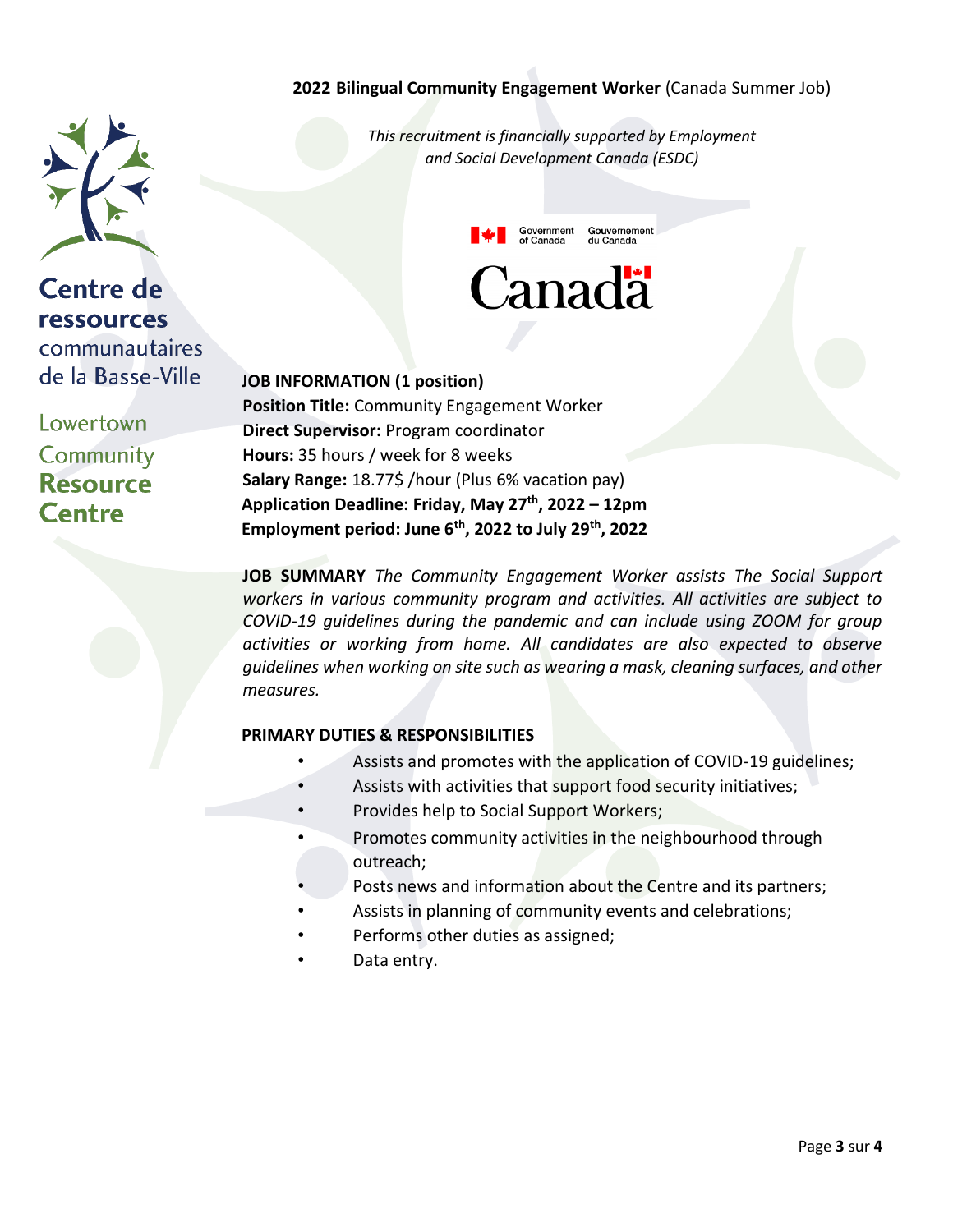**2022 Bilingual Community Engagement Worker** (Canada Summer Job)

*This recruitment is financially supported by Employment and Social Development Canada (ESDC)*

Government of Canada / Gouvernement du Canada

Canada

Centre de ressources communautaires de la Basse-Ville

Lowertown Community Resource Centre

**JOB INFORMATION (1 position)**

**Position Title:** Community Engagement Worker
**Direct Supervisor:** Program coordinator
**Hours:** 35 hours / week for 8 weeks
**Salary Range:** 18.77$ /hour (Plus 6% vacation pay)
**Application Deadline: Friday, May 27th, 2022 – 12pm**
**Employment period: June 6th, 2022 to July 29th, 2022**

**JOB SUMMARY** *The Community Engagement Worker assists The Social Support workers in various community program and activities. All activities are subject to COVID-19 guidelines during the pandemic and can include using ZOOM for group activities or working from home. All candidates are also expected to observe guidelines when working on site such as wearing a mask, cleaning surfaces, and other measures.*

**PRIMARY DUTIES & RESPONSIBILITIES**

- Assists and promotes with the application of COVID-19 guidelines;
- Assists with activities that support food security initiatives;
- Provides help to Social Support Workers;
- Promotes community activities in the neighbourhood through outreach;
- Posts news and information about the Centre and its partners;
- Assists in planning of community events and celebrations;
- Performs other duties as assigned;
- Data entry.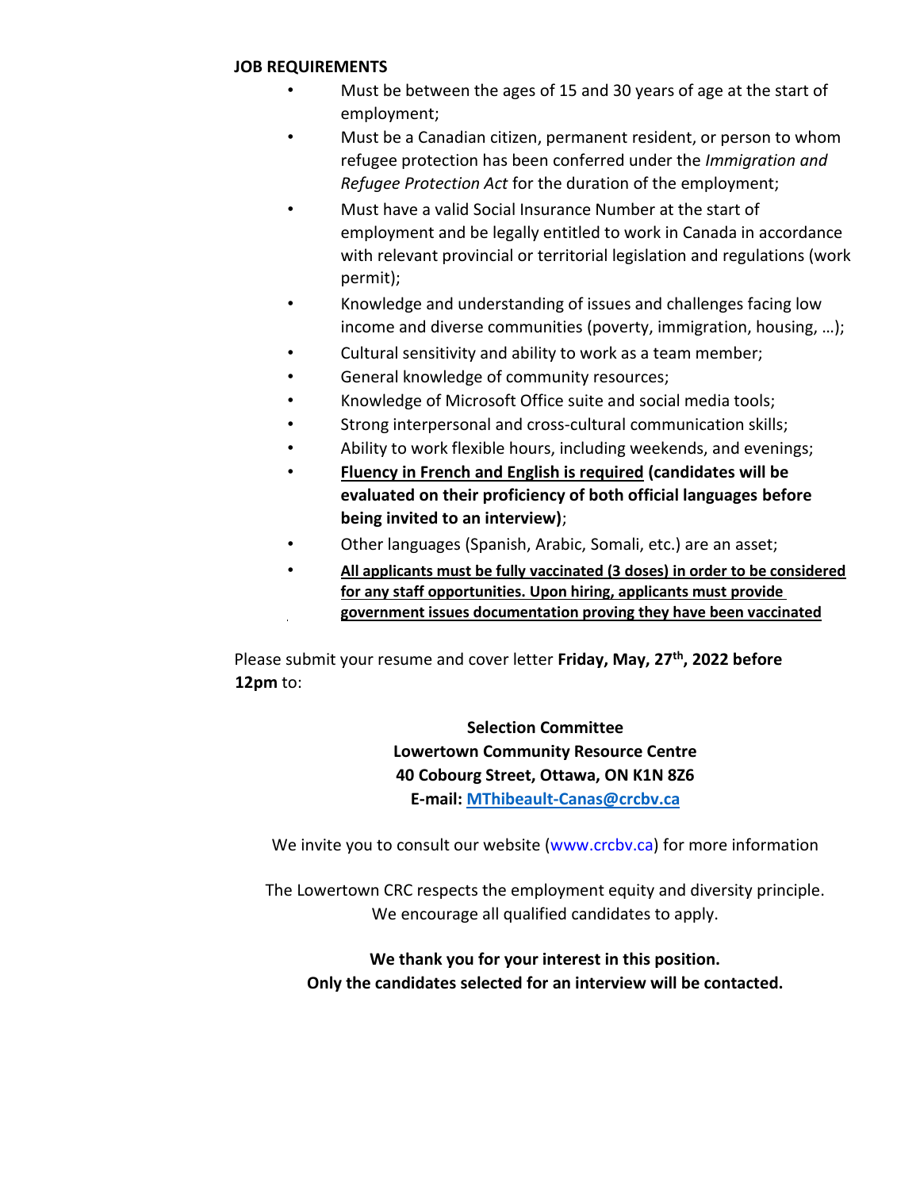**JOB REQUIREMENTS**

- Must be between the ages of 15 and 30 years of age at the start of employment;
- Must be a Canadian citizen, permanent resident, or person to whom refugee protection has been conferred under the *Immigration and Refugee Protection Act* for the duration of the employment;
- Must have a valid Social Insurance Number at the start of employment and be legally entitled to work in Canada in accordance with relevant provincial or territorial legislation and regulations (work permit);
- Knowledge and understanding of issues and challenges facing low income and diverse communities (poverty, immigration, housing, …);
- Cultural sensitivity and ability to work as a team member;
- General knowledge of community resources;
- Knowledge of Microsoft Office suite and social media tools;
- Strong interpersonal and cross-cultural communication skills;
- Ability to work flexible hours, including weekends, and evenings;
- **Fluency in French and English is required (candidates will be evaluated on their proficiency of both official languages before being invited to an interview)**;
- Other languages (Spanish, Arabic, Somali, etc.) are an asset;
- **All applicants must be fully vaccinated (3 doses) in order to be considered for any staff opportunities. Upon hiring, applicants must provide government issues documentation proving they have been vaccinated**

Please submit your resume and cover letter **Friday, May, 27th, 2022 before 12pm** to:

**Selection Committee**
**Lowertown Community Resource Centre**
**40 Cobourg Street, Ottawa, ON K1N 8Z6**
**E-mail: MThibeault-Canas@crcbv.ca**

We invite you to consult our website (www.crcbv.ca) for more information

The Lowertown CRC respects the employment equity and diversity principle.
We encourage all qualified candidates to apply.

**We thank you for your interest in this position.**
**Only the candidates selected for an interview will be contacted.**